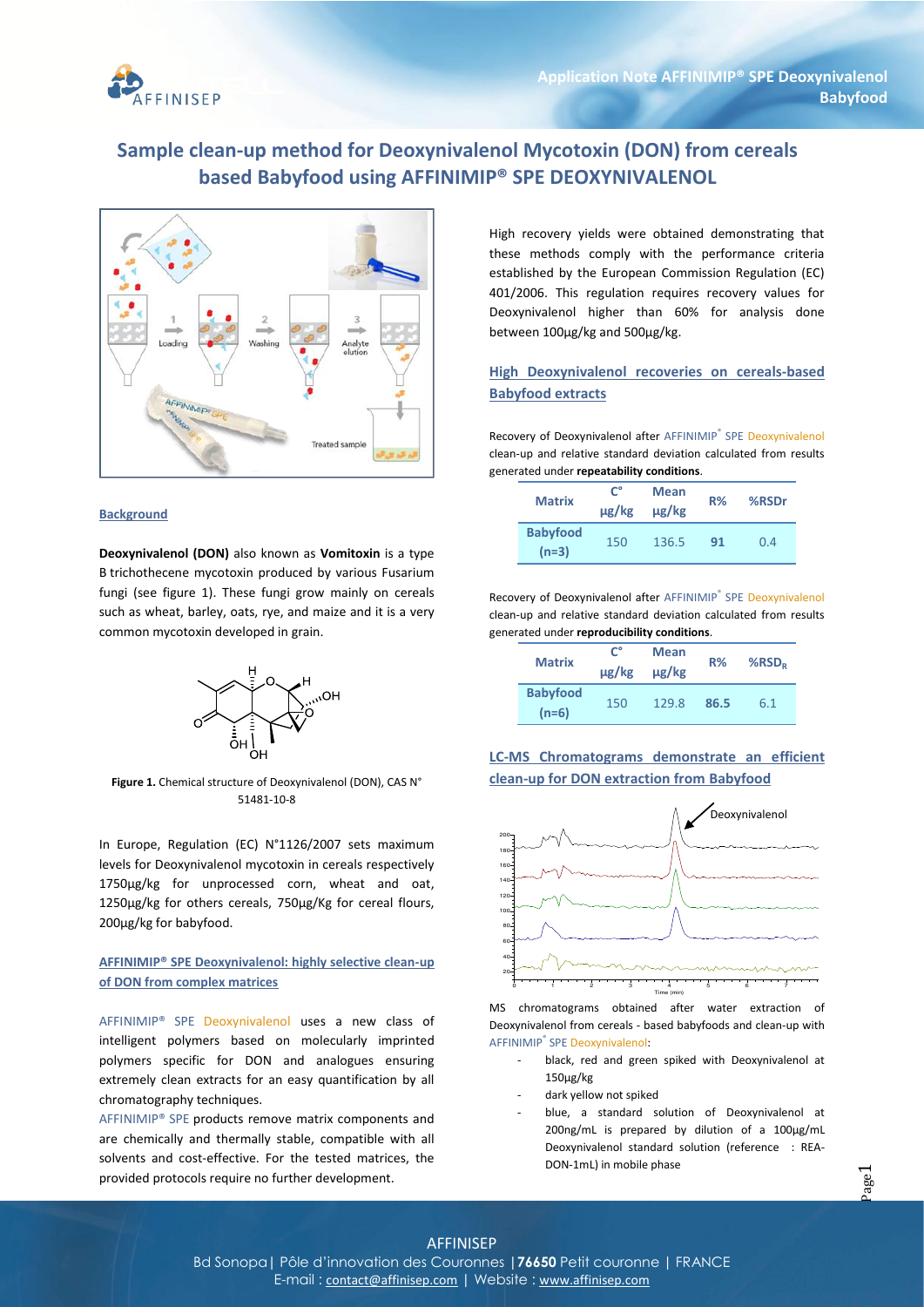# Sample clean-up method for Deoxynivalenol Mycotoxin (DON) from cereals based Babyfood using AFFINIMIP® SPE DEOXYNIVALENOL

## Background

**Deoxynivalenol (DON)** also known as **Vomitoxin** is a type B trichothecene mycotoxin produced by various Fusarium fungi (see figure 1). These fungi grow mainly on cereals such as wheat, barley, oats, rye, and maize and it is a very common mycotoxin developed in grain.

**Figure 1.** Chemical structure of Deoxynivalenol (DON), CAS N° 51481-10-8

In Europe, Regulation (EC) N°1126/2007 sets maximum levels for Deoxynivalenol mycotoxin in cereals respectively 1750µg/kg for unprocessed corn, wheat and oat, 1250µg/kg for others cereals, 750µg/Kg for cereal flours, 200µg/kg for babyfood.

## AFFINIMIP® SPE Deoxynivalenol: highly selective clean-up of DON from complex matrices

AFFINIMIP® SPE Deoxynivalenol uses a new class of intelligent polymers based on molecularly imprinted polymers specific for DON and analogues ensuring extremely clean extracts for an easy quantification by all chromatography techniques.

AFFINIMIP® SPE products remove matrix components and are chemically and thermally stable, compatible with all solvents and cost-effective. For the tested matrices, the provided protocols require no further development.

High recovery yields were obtained demonstrating that these methods comply with the performance criteria established by the European Commission Regulation (EC) 401/2006. This regulation requires recovery values for Deoxynivalenol higher than 60% for analysis done between 100µg/kg and 500µg/kg.

## High Deoxynivalenol recoveries on cereals-based Babyfood extracts

Recovery of Deoxynivalenol after AFFINIMIP® SPE Deoxynivalenol clean-up and relative standard deviation calculated from results generated under **repeatability conditions**.

| Matrix | C° µg/kg | Mean µg/kg | R% | %RSDr |
|---|---|---|---|---|
| **Babyfood (n=3)** | 150 | 136.5 | **91** | 0.4 |

Recovery of Deoxynivalenol after AFFINIMIP® SPE Deoxynivalenol clean-up and relative standard deviation calculated from results generated under **reproducibility conditions**.

| Matrix | C° µg/kg | Mean µg/kg | R% | $\%RSD_R$ |
|---|---|---|---|---|
| **Babyfood (n=6)** | 150 | 129.8 | **86.5** | 6.1 |

## LC-MS Chromatograms demonstrate an efficient clean-up for DON extraction from Babyfood

MS chromatograms obtained after water extraction of Deoxynivalenol from cereals - based babyfoods and clean-up with AFFINIMIP® SPE Deoxynivalenol:

- black, red and green spiked with Deoxynivalenol at 150µg/kg
- dark yellow not spiked
- blue, a standard solution of Deoxynivalenol at 200ng/mL is prepared by dilution of a 100µg/mL Deoxynivalenol standard solution (reference : REA-DON-1mL) in mobile phase

AFFINISEP
Bd Sonopa | Pôle d'innovation des Couronnes | **76650** Petit couronne | FRANCE
E-mail : contact@affinisep.com | Website : www.affinisep.com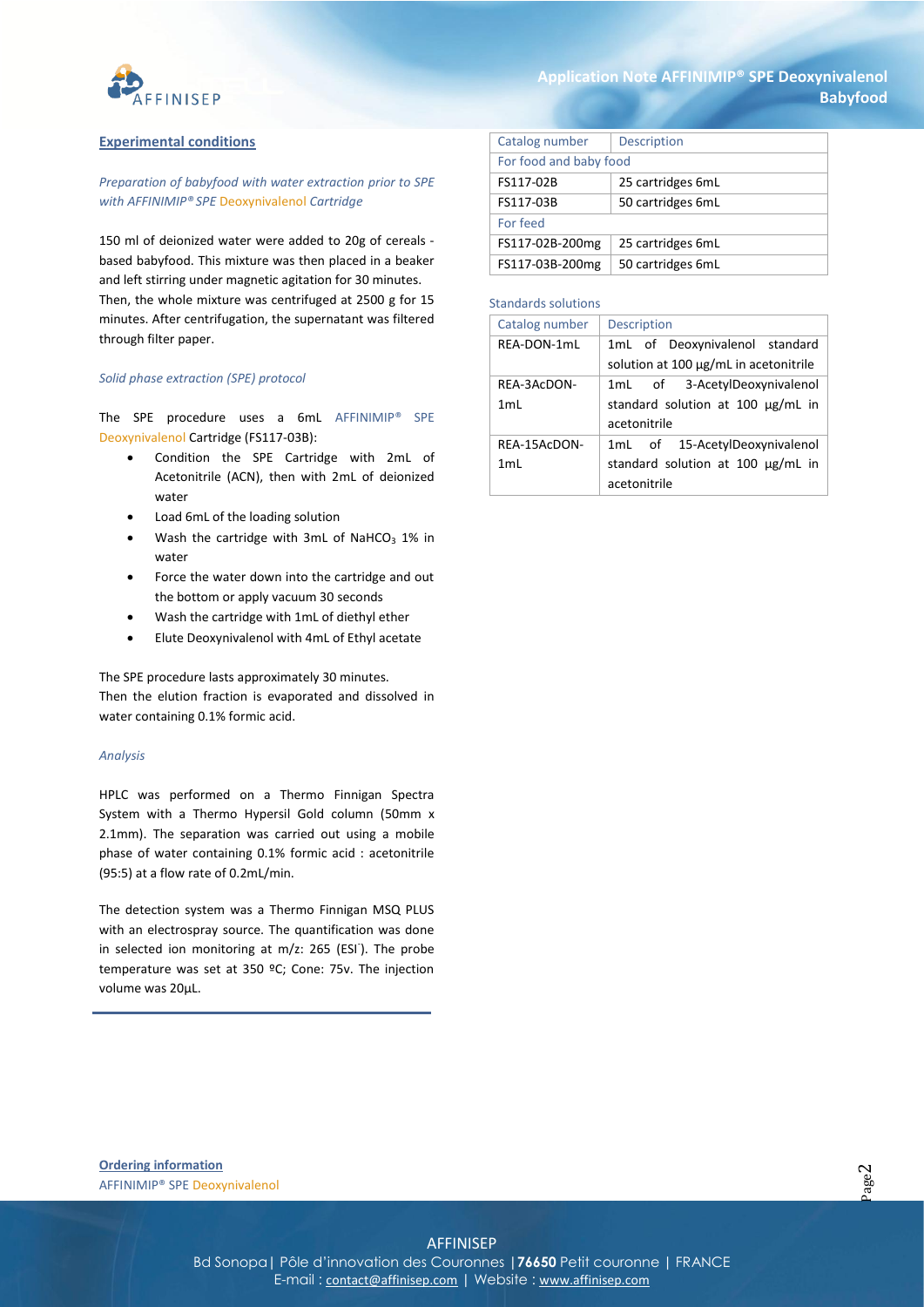## Experimental conditions

*Preparation of babyfood with water extraction prior to SPE with AFFINIMIP® SPE Deoxynivalenol Cartridge*

150 ml of deionized water were added to 20g of cereals - based babyfood. This mixture was then placed in a beaker and left stirring under magnetic agitation for 30 minutes. Then, the whole mixture was centrifuged at 2500 g for 15 minutes. After centrifugation, the supernatant was filtered through filter paper.

*Solid phase extraction (SPE) protocol*

The SPE procedure uses a 6mL AFFINIMIP® SPE Deoxynivalenol Cartridge (FS117-03B):

- Condition the SPE Cartridge with 2mL of Acetonitrile (ACN), then with 2mL of deionized water
- Load 6mL of the loading solution
- Wash the cartridge with 3mL of $NaHCO_3$ 1% in water
- Force the water down into the cartridge and out the bottom or apply vacuum 30 seconds
- Wash the cartridge with 1mL of diethyl ether
- Elute Deoxynivalenol with 4mL of Ethyl acetate

The SPE procedure lasts approximately 30 minutes.
Then the elution fraction is evaporated and dissolved in water containing 0.1% formic acid.

*Analysis*

HPLC was performed on a Thermo Finnigan Spectra System with a Thermo Hypersil Gold column (50mm x 2.1mm). The separation was carried out using a mobile phase of water containing 0.1% formic acid : acetonitrile (95:5) at a flow rate of 0.2mL/min.

The detection system was a Thermo Finnigan MSQ PLUS with an electrospray source. The quantification was done in selected ion monitoring at m/z: 265 ($ESI^-$). The probe temperature was set at 350 ºC; Cone: 75v. The injection volume was 20µL.

## Ordering information

AFFINIMIP® SPE Deoxynivalenol

| Catalog number | Description |
|---|---|
| For food and baby food | |
| FS117-02B | 25 cartridges 6mL |
| FS117-03B | 50 cartridges 6mL |
| For feed | |
| FS117-02B-200mg | 25 cartridges 6mL |
| FS117-03B-200mg | 50 cartridges 6mL |

Standards solutions

| Catalog number | Description |
|---|---|
| REA-DON-1mL | 1mL of Deoxynivalenol standard solution at 100 µg/mL in acetonitrile |
| REA-3AcDON-1mL | 1mL of 3-AcetylDeoxynivalenol standard solution at 100 µg/mL in acetonitrile |
| REA-15AcDON-1mL | 1mL of 15-AcetylDeoxynivalenol standard solution at 100 µg/mL in acetonitrile |

AFFINISEP
Bd Sonopa | Pôle d'innovation des Couronnes | **76650** Petit couronne | FRANCE
E-mail : contact@affinisep.com | Website : www.affinisep.com